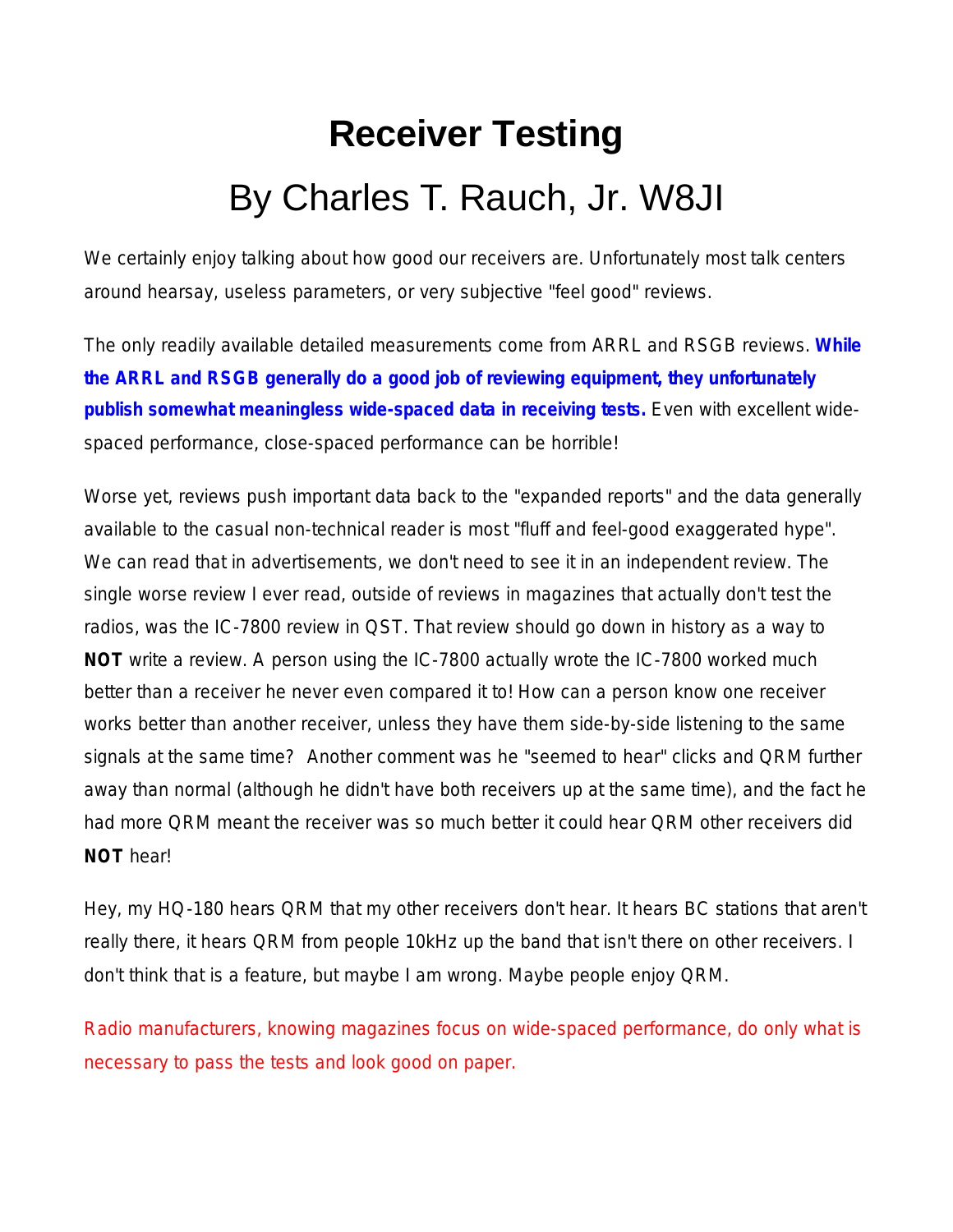# Receiver Testing

## By Charles T. Rauch, Jr. W8JI

We certainly enjoy talking about how good our receivers are. Unfortunately most talk centers around hearsay, useless parameters, or very subjective "feel good" reviews.

The only readily available detailed measurements come from ARRL and RSGB reviews. **While the ARRL and RSGB generally do a good job of reviewing equipment, they unfortunately publish somewhat meaningless wide-spaced data in receiving tests.** Even with excellent wide-spaced performance, close-spaced performance can be horrible!

Worse yet, reviews push important data back to the "expanded reports" and the data generally available to the casual non-technical reader is most "fluff and feel-good exaggerated hype". We can read that in advertisements, we don't need to see it in an independent review. The single worse review I ever read, outside of reviews in magazines that actually don't test the radios, was the IC-7800 review in QST. That review should go down in history as a way to **NOT** write a review. A person using the IC-7800 actually wrote the IC-7800 worked much better than a receiver he never even compared it to! How can a person know one receiver works better than another receiver, unless they have them side-by-side listening to the same signals at the same time? Another comment was he "seemed to hear" clicks and QRM further away than normal (although he didn't have both receivers up at the same time), and the fact he had more QRM meant the receiver was so much better it could hear QRM other receivers did **NOT** hear!

Hey, my HQ-180 hears QRM that my other receivers don't hear. It hears BC stations that aren't really there, it hears QRM from people 10kHz up the band that isn't there on other receivers. I don't think that is a feature, but maybe I am wrong. Maybe people enjoy QRM.

Radio manufacturers, knowing magazines focus on wide-spaced performance, do only what is necessary to pass the tests and look good on paper.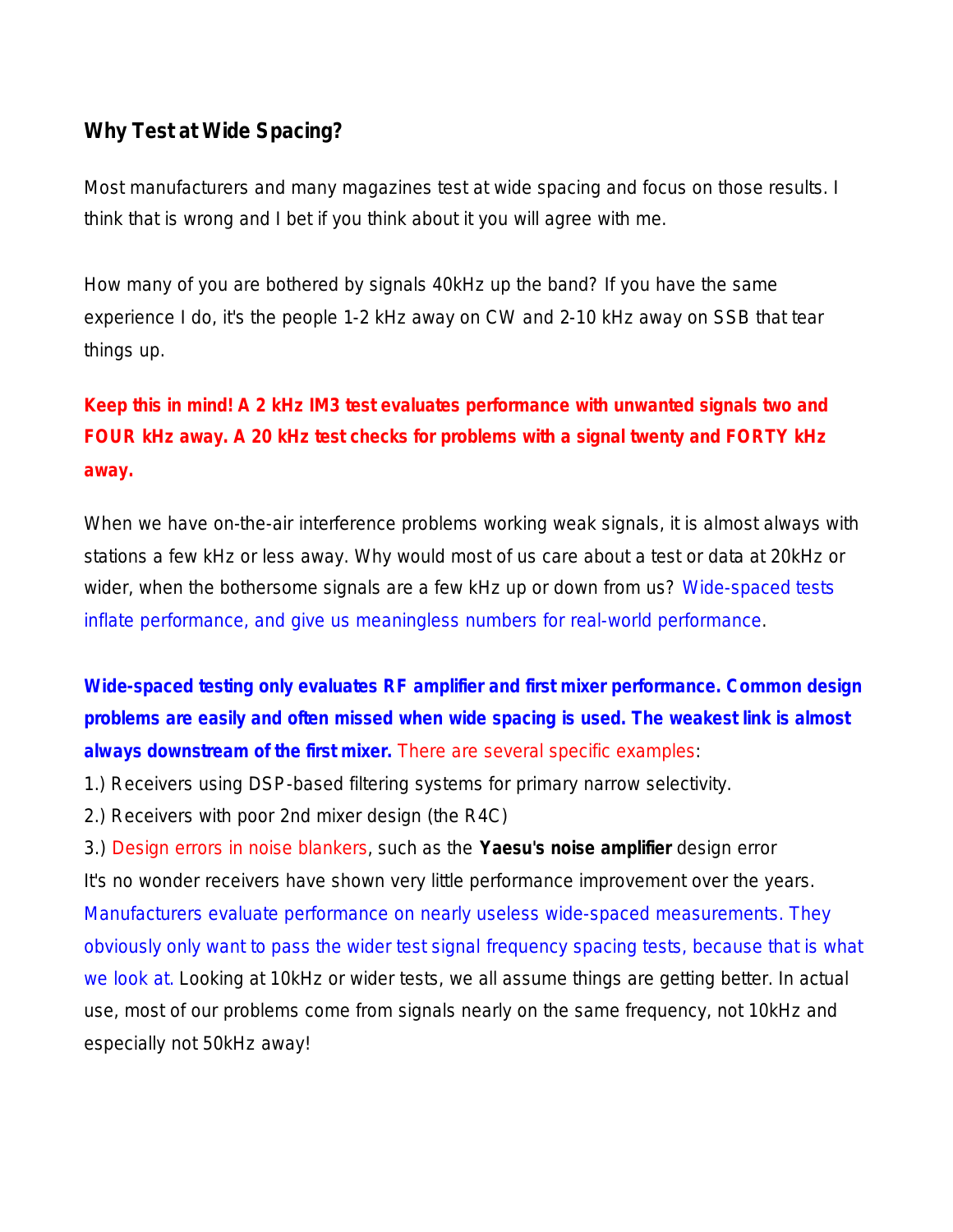## Why Test at Wide Spacing?

Most manufacturers and many magazines test at wide spacing and focus on those results. I think that is wrong and I bet if you think about it you will agree with me.

How many of you are bothered by signals 40kHz up the band? If you have the same experience I do, it's the people 1-2 kHz away on CW and 2-10 kHz away on SSB that tear things up.

**Keep this in mind! A 2 kHz IM3 test evaluates performance with unwanted signals two and FOUR kHz away. A 20 kHz test checks for problems with a signal twenty and FORTY kHz away.**

When we have on-the-air interference problems working weak signals, it is almost always with stations a few kHz or less away. Why would most of us care about a test or data at 20kHz or wider, when the bothersome signals are a few kHz up or down from us? Wide-spaced tests inflate performance, and give us meaningless numbers for real-world performance.

**Wide-spaced testing only evaluates RF amplifier and first mixer performance. Common design problems are easily and often missed when wide spacing is used. The weakest link is almost always downstream of the first mixer.** There are several specific examples:

1.) Receivers using DSP-based filtering systems for primary narrow selectivity.
2.) Receivers with poor 2nd mixer design (the R4C)
3.) Design errors in noise blankers, such as the **Yaesu's noise amplifier** design error

It's no wonder receivers have shown very little performance improvement over the years. Manufacturers evaluate performance on nearly useless wide-spaced measurements. They obviously only want to pass the wider test signal frequency spacing tests, because that is what we look at. Looking at 10kHz or wider tests, we all assume things are getting better. In actual use, most of our problems come from signals nearly on the same frequency, not 10kHz and especially not 50kHz away!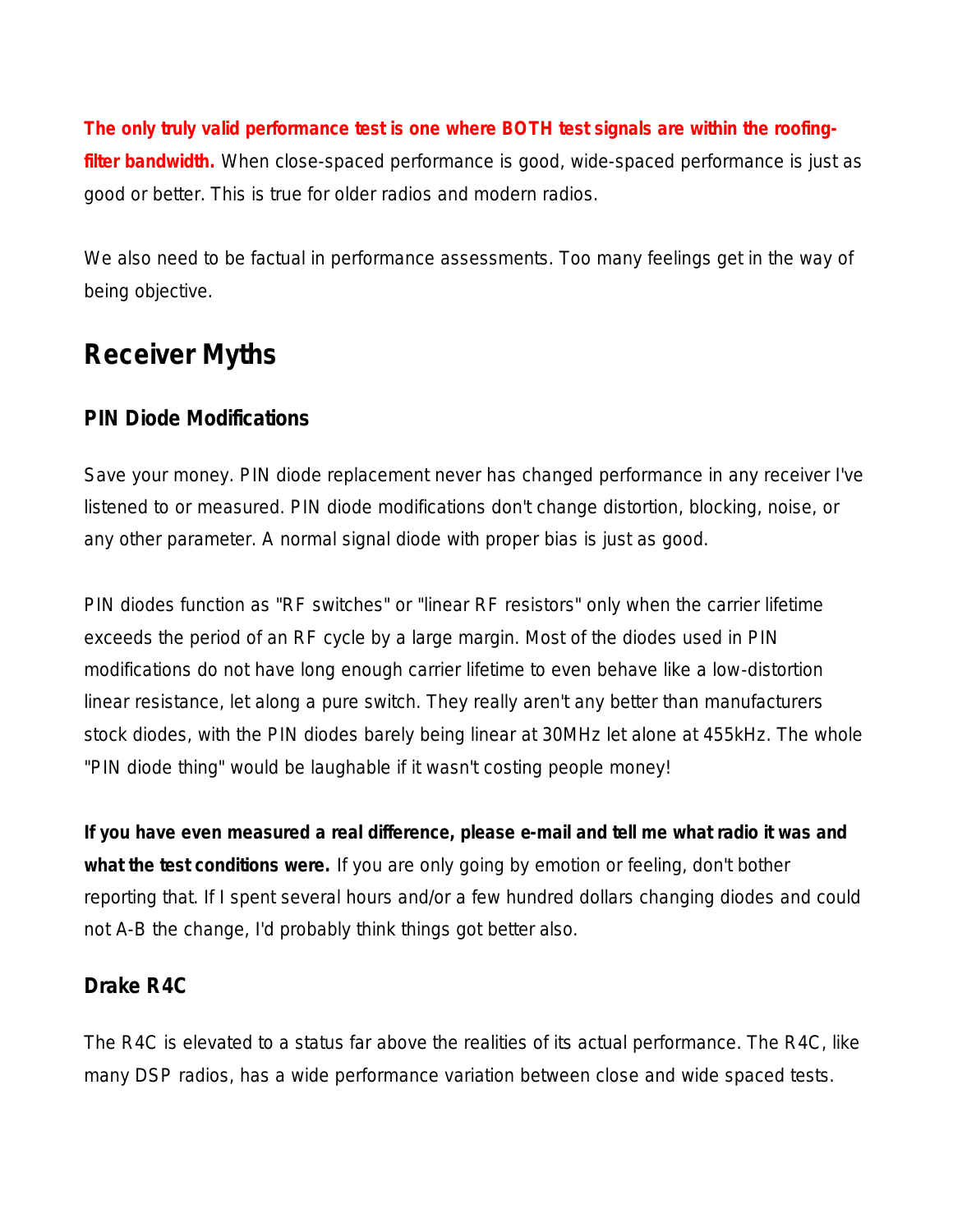**The only truly valid performance test is one where BOTH test signals are within the roofing-filter bandwidth.** When close-spaced performance is good, wide-spaced performance is just as good or better. This is true for older radios and modern radios.

We also need to be factual in performance assessments. Too many feelings get in the way of being objective.

## Receiver Myths

### PIN Diode Modifications

Save your money. PIN diode replacement never has changed performance in any receiver I've listened to or measured. PIN diode modifications don't change distortion, blocking, noise, or any other parameter. A normal signal diode with proper bias is just as good.

PIN diodes function as "RF switches" or "linear RF resistors" only when the carrier lifetime exceeds the period of an RF cycle by a large margin. Most of the diodes used in PIN modifications do not have long enough carrier lifetime to even behave like a low-distortion linear resistance, let along a pure switch. They really aren't any better than manufacturers stock diodes, with the PIN diodes barely being linear at 30MHz let alone at 455kHz. The whole "PIN diode thing" would be laughable if it wasn't costing people money!

**If you have even measured a real difference, please e-mail and tell me what radio it was and what the test conditions were.** If you are only going by emotion or feeling, don't bother reporting that. If I spent several hours and/or a few hundred dollars changing diodes and could not A-B the change, I'd probably think things got better also.

### Drake R4C

The R4C is elevated to a status far above the realities of its actual performance. The R4C, like many DSP radios, has a wide performance variation between close and wide spaced tests.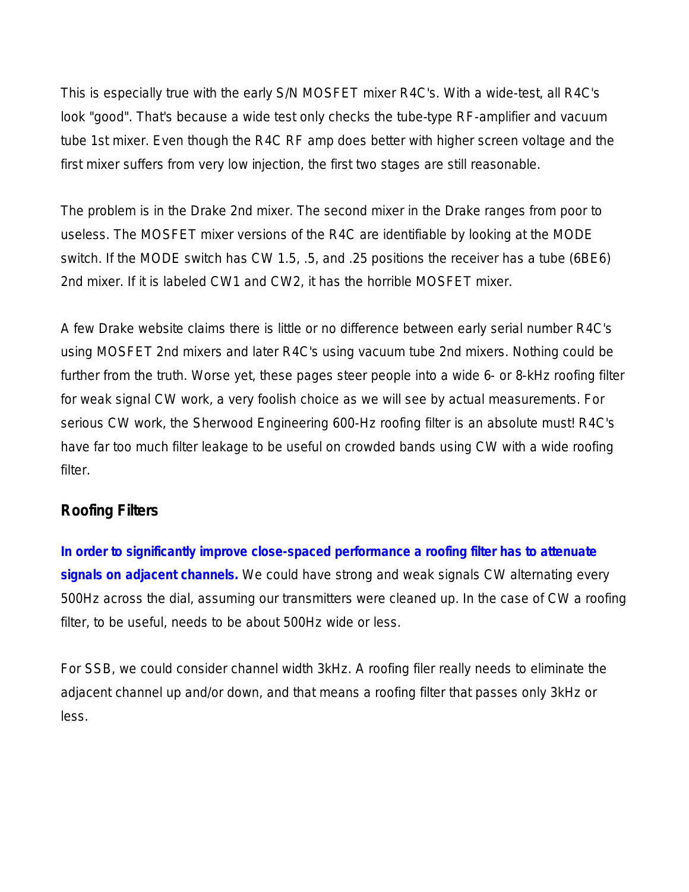This is especially true with the early S/N MOSFET mixer R4C's. With a wide-test, all R4C's look "good". That's because a wide test only checks the tube-type RF-amplifier and vacuum tube 1st mixer. Even though the R4C RF amp does better with higher screen voltage and the first mixer suffers from very low injection, the first two stages are still reasonable.

The problem is in the Drake 2nd mixer. The second mixer in the Drake ranges from poor to useless. The MOSFET mixer versions of the R4C are identifiable by looking at the MODE switch. If the MODE switch has CW 1.5, .5, and .25 positions the receiver has a tube (6BE6) 2nd mixer. If it is labeled CW1 and CW2, it has the horrible MOSFET mixer.

A few Drake website claims there is little or no difference between early serial number R4C's using MOSFET 2nd mixers and later R4C's using vacuum tube 2nd mixers. Nothing could be further from the truth. Worse yet, these pages steer people into a wide 6- or 8-kHz roofing filter for weak signal CW work, a very foolish choice as we will see by actual measurements. For serious CW work, the Sherwood Engineering 600-Hz roofing filter is an absolute must! R4C's have far too much filter leakage to be useful on crowded bands using CW with a wide roofing filter.

### Roofing Filters

**In order to significantly improve close-spaced performance a roofing filter has to attenuate signals on adjacent channels.** We could have strong and weak signals CW alternating every 500Hz across the dial, assuming our transmitters were cleaned up. In the case of CW a roofing filter, to be useful, needs to be about 500Hz wide or less.

For SSB, we could consider channel width 3kHz. A roofing filer really needs to eliminate the adjacent channel up and/or down, and that means a roofing filter that passes only 3kHz or less.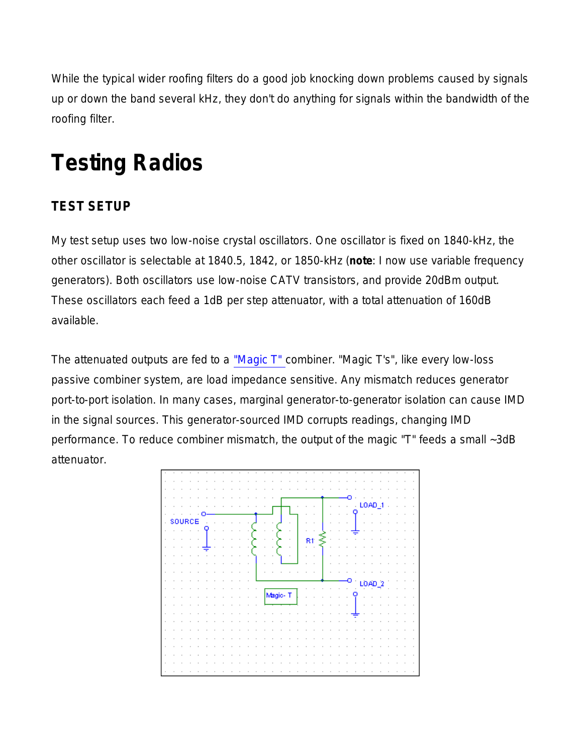While the typical wider roofing filters do a good job knocking down problems caused by signals up or down the band several kHz, they don't do anything for signals within the bandwidth of the roofing filter.

# Testing Radios

### TEST SETUP

My test setup uses two low-noise crystal oscillators. One oscillator is fixed on 1840-kHz, the other oscillator is selectable at 1840.5, 1842, or 1850-kHz (**note**: I now use variable frequency generators). Both oscillators use low-noise CATV transistors, and provide 20dBm output. These oscillators each feed a 1dB per step attenuator, with a total attenuation of 160dB available.

The attenuated outputs are fed to a "Magic T" combiner. "Magic T's", like every low-loss passive combiner system, are load impedance sensitive. Any mismatch reduces generator port-to-port isolation. In many cases, marginal generator-to-generator isolation can cause IMD in the signal sources. This generator-sourced IMD corrupts readings, changing IMD performance. To reduce combiner mismatch, the output of the magic "T" feeds a small ~3dB attenuator.

SOURCE

LOAD_1

LOAD_2

R1

Magic- T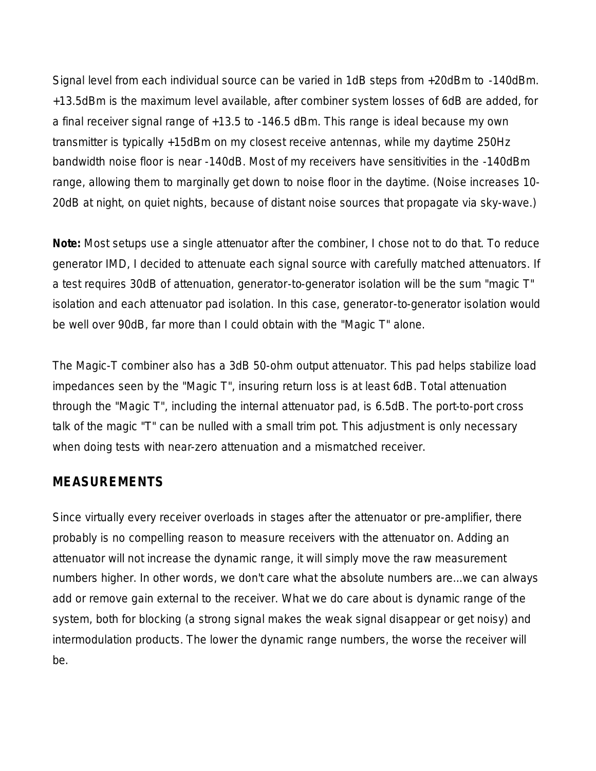Signal level from each individual source can be varied in 1dB steps from +20dBm to -140dBm. +13.5dBm is the maximum level available, after combiner system losses of 6dB are added, for a final receiver signal range of +13.5 to -146.5 dBm. This range is ideal because my own transmitter is typically +15dBm on my closest receive antennas, while my daytime 250Hz bandwidth noise floor is near -140dB. Most of my receivers have sensitivities in the -140dBm range, allowing them to marginally get down to noise floor in the daytime. (Noise increases 10-20dB at night, on quiet nights, because of distant noise sources that propagate via sky-wave.)

**Note:** Most setups use a single attenuator after the combiner, I chose not to do that. To reduce generator IMD, I decided to attenuate each signal source with carefully matched attenuators. If a test requires 30dB of attenuation, generator-to-generator isolation will be the sum "magic T" isolation and each attenuator pad isolation. In this case, generator-to-generator isolation would be well over 90dB, far more than I could obtain with the "Magic T" alone.

The Magic-T combiner also has a 3dB 50-ohm output attenuator. This pad helps stabilize load impedances seen by the "Magic T", insuring return loss is at least 6dB. Total attenuation through the "Magic T", including the internal attenuator pad, is 6.5dB. The port-to-port cross talk of the magic "T" can be nulled with a small trim pot. This adjustment is only necessary when doing tests with near-zero attenuation and a mismatched receiver.

## MEASUREMENTS

Since virtually every receiver overloads in stages after the attenuator or pre-amplifier, there probably is no compelling reason to measure receivers with the attenuator on. Adding an attenuator will not increase the dynamic range, it will simply move the raw measurement numbers higher. In other words, we don't care what the absolute numbers are...we can always add or remove gain external to the receiver. What we do care about is dynamic range of the system, both for blocking (a strong signal makes the weak signal disappear or get noisy) and intermodulation products. The lower the dynamic range numbers, the worse the receiver will be.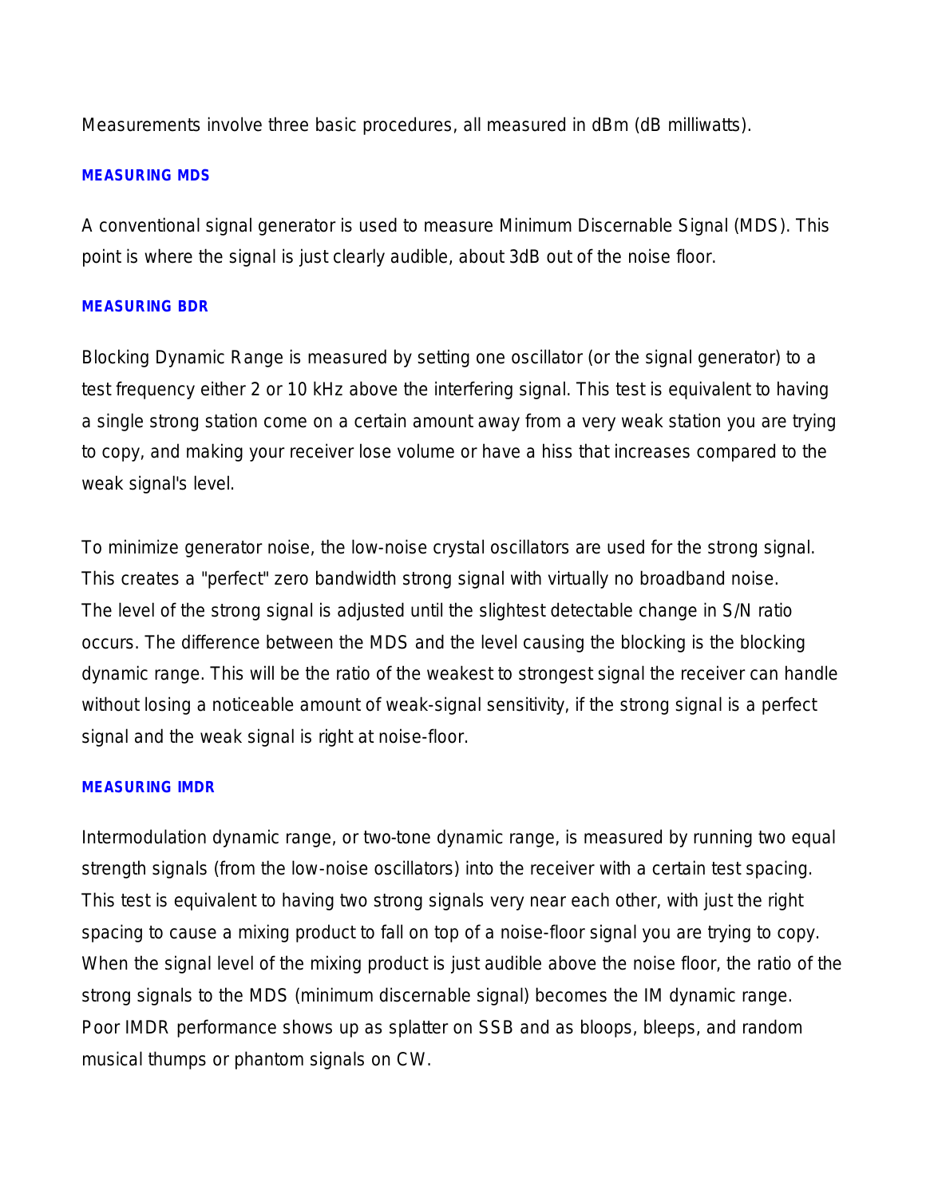Measurements involve three basic procedures, all measured in dBm (dB milliwatts).

### MEASURING MDS

A conventional signal generator is used to measure Minimum Discernable Signal (MDS). This point is where the signal is just clearly audible, about 3dB out of the noise floor.

### MEASURING BDR

Blocking Dynamic Range is measured by setting one oscillator (or the signal generator) to a test frequency either 2 or 10 kHz above the interfering signal. This test is equivalent to having a single strong station come on a certain amount away from a very weak station you are trying to copy, and making your receiver lose volume or have a hiss that increases compared to the weak signal's level.

To minimize generator noise, the low-noise crystal oscillators are used for the strong signal. This creates a "perfect" zero bandwidth strong signal with virtually no broadband noise. The level of the strong signal is adjusted until the slightest detectable change in S/N ratio occurs. The difference between the MDS and the level causing the blocking is the blocking dynamic range. This will be the ratio of the weakest to strongest signal the receiver can handle without losing a noticeable amount of weak-signal sensitivity, if the strong signal is a perfect signal and the weak signal is right at noise-floor.

### MEASURING IMDR

Intermodulation dynamic range, or two-tone dynamic range, is measured by running two equal strength signals (from the low-noise oscillators) into the receiver with a certain test spacing. This test is equivalent to having two strong signals very near each other, with just the right spacing to cause a mixing product to fall on top of a noise-floor signal you are trying to copy. When the signal level of the mixing product is just audible above the noise floor, the ratio of the strong signals to the MDS (minimum discernable signal) becomes the IM dynamic range. Poor IMDR performance shows up as splatter on SSB and as bloops, bleeps, and random musical thumps or phantom signals on CW.